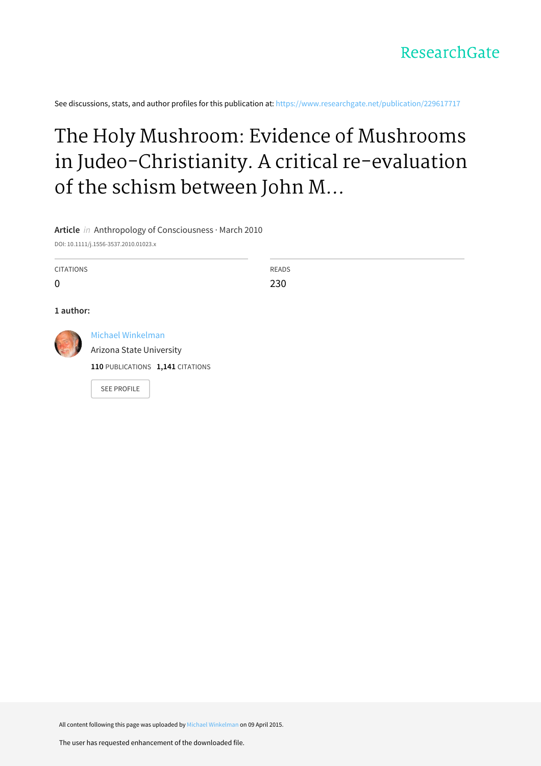See discussions, stats, and author profiles for this publication at: https://www.researchgate.net/publication/229617717

# The Holy Mushroom: Evidence of Mushrooms in Judeo-Christianity. A critical re-evaluation of the schism between John M...

**Article** *in* Anthropology of Consciousness · March 2010

DOI: 10.1111/j.1556-3537.2010.01023.x

| CITATIONS | READS |
| --- | --- |
| 0 | 230 |

**1 author:**

Michael Winkelman
Arizona State University
**110** PUBLICATIONS **1,141** CITATIONS

SEE PROFILE

All content following this page was uploaded by Michael Winkelman on 09 April 2015.

The user has requested enhancement of the downloaded file.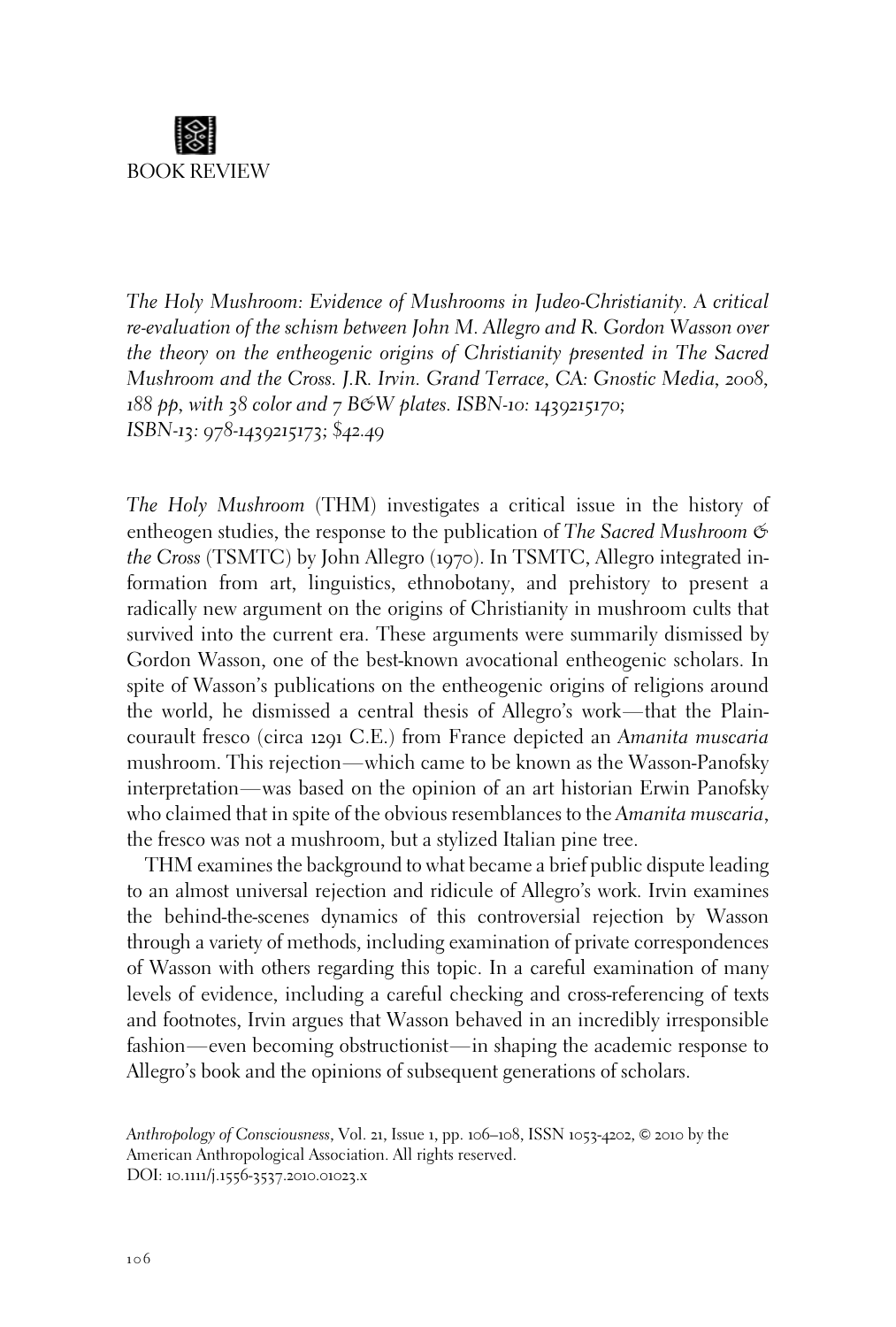BOOK REVIEW

*The Holy Mushroom: Evidence of Mushrooms in Judeo-Christianity. A critical re-evaluation of the schism between John M. Allegro and R. Gordon Wasson over the theory on the entheogenic origins of Christianity presented in The Sacred Mushroom and the Cross. J.R. Irvin. Grand Terrace, CA: Gnostic Media, 2008, 188 pp, with 38 color and 7 B&W plates. ISBN-10: 1439215170; ISBN-13: 978-1439215173; $42.49*

*The Holy Mushroom* (THM) investigates a critical issue in the history of entheogen studies, the response to the publication of *The Sacred Mushroom & the Cross* (TSMTC) by John Allegro (1970). In TSMTC, Allegro integrated information from art, linguistics, ethnobotany, and prehistory to present a radically new argument on the origins of Christianity in mushroom cults that survived into the current era. These arguments were summarily dismissed by Gordon Wasson, one of the best-known avocational entheogenic scholars. In spite of Wasson's publications on the entheogenic origins of religions around the world, he dismissed a central thesis of Allegro's work—that the Plaincourault fresco (circa 1291 C.E.) from France depicted an *Amanita muscaria* mushroom. This rejection—which came to be known as the Wasson-Panofsky interpretation—was based on the opinion of an art historian Erwin Panofsky who claimed that in spite of the obvious resemblances to the *Amanita muscaria*, the fresco was not a mushroom, but a stylized Italian pine tree.

THM examines the background to what became a brief public dispute leading to an almost universal rejection and ridicule of Allegro's work. Irvin examines the behind-the-scenes dynamics of this controversial rejection by Wasson through a variety of methods, including examination of private correspondences of Wasson with others regarding this topic. In a careful examination of many levels of evidence, including a careful checking and cross-referencing of texts and footnotes, Irvin argues that Wasson behaved in an incredibly irresponsible fashion—even becoming obstructionist—in shaping the academic response to Allegro's book and the opinions of subsequent generations of scholars.

*Anthropology of Consciousness*, Vol. 21, Issue 1, pp. 106–108, ISSN 1053-4202, © 2010 by the American Anthropological Association. All rights reserved.
DOI: 10.1111/j.1556-3537.2010.01023.x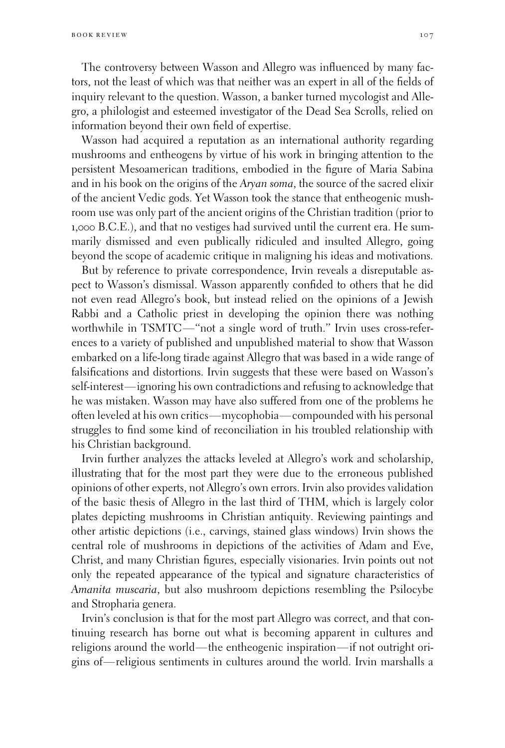The controversy between Wasson and Allegro was influenced by many factors, not the least of which was that neither was an expert in all of the fields of inquiry relevant to the question. Wasson, a banker turned mycologist and Allegro, a philologist and esteemed investigator of the Dead Sea Scrolls, relied on information beyond their own field of expertise.

Wasson had acquired a reputation as an international authority regarding mushrooms and entheogens by virtue of his work in bringing attention to the persistent Mesoamerican traditions, embodied in the figure of Maria Sabina and in his book on the origins of the *Aryan soma*, the source of the sacred elixir of the ancient Vedic gods. Yet Wasson took the stance that entheogenic mushroom use was only part of the ancient origins of the Christian tradition (prior to 1,000 B.C.E.), and that no vestiges had survived until the current era. He summarily dismissed and even publically ridiculed and insulted Allegro, going beyond the scope of academic critique in maligning his ideas and motivations.

But by reference to private correspondence, Irvin reveals a disreputable aspect to Wasson's dismissal. Wasson apparently confided to others that he did not even read Allegro's book, but instead relied on the opinions of a Jewish Rabbi and a Catholic priest in developing the opinion there was nothing worthwhile in TSMTC—"not a single word of truth." Irvin uses cross-references to a variety of published and unpublished material to show that Wasson embarked on a life-long tirade against Allegro that was based in a wide range of falsifications and distortions. Irvin suggests that these were based on Wasson's self-interest—ignoring his own contradictions and refusing to acknowledge that he was mistaken. Wasson may have also suffered from one of the problems he often leveled at his own critics—mycophobia—compounded with his personal struggles to find some kind of reconciliation in his troubled relationship with his Christian background.

Irvin further analyzes the attacks leveled at Allegro's work and scholarship, illustrating that for the most part they were due to the erroneous published opinions of other experts, not Allegro's own errors. Irvin also provides validation of the basic thesis of Allegro in the last third of THM, which is largely color plates depicting mushrooms in Christian antiquity. Reviewing paintings and other artistic depictions (i.e., carvings, stained glass windows) Irvin shows the central role of mushrooms in depictions of the activities of Adam and Eve, Christ, and many Christian figures, especially visionaries. Irvin points out not only the repeated appearance of the typical and signature characteristics of *Amanita muscaria*, but also mushroom depictions resembling the Psilocybe and Stropharia genera.

Irvin's conclusion is that for the most part Allegro was correct, and that continuing research has borne out what is becoming apparent in cultures and religions around the world—the entheogenic inspiration—if not outright origins of—religious sentiments in cultures around the world. Irvin marshalls a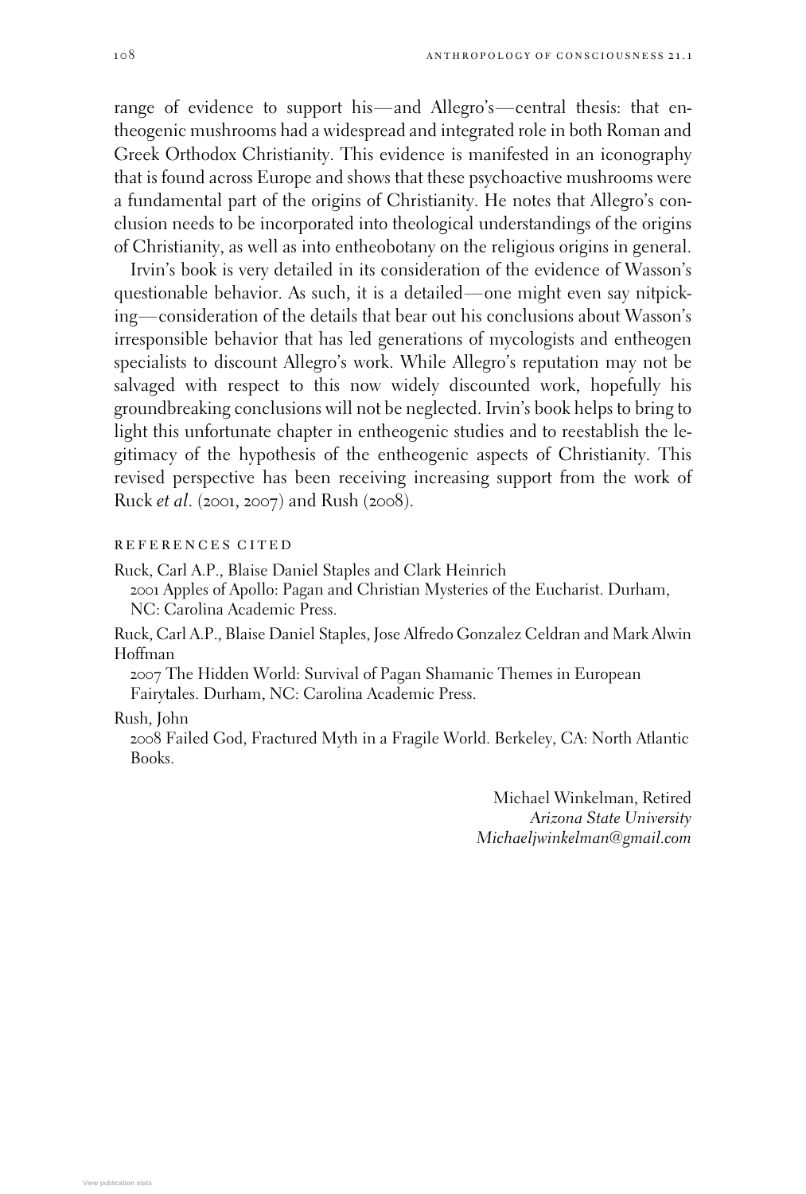range of evidence to support his—and Allegro's—central thesis: that entheogenic mushrooms had a widespread and integrated role in both Roman and Greek Orthodox Christianity. This evidence is manifested in an iconography that is found across Europe and shows that these psychoactive mushrooms were a fundamental part of the origins of Christianity. He notes that Allegro's conclusion needs to be incorporated into theological understandings of the origins of Christianity, as well as into entheobotany on the religious origins in general.

Irvin's book is very detailed in its consideration of the evidence of Wasson's questionable behavior. As such, it is a detailed—one might even say nitpicking—consideration of the details that bear out his conclusions about Wasson's irresponsible behavior that has led generations of mycologists and entheogen specialists to discount Allegro's work. While Allegro's reputation may not be salvaged with respect to this now widely discounted work, hopefully his groundbreaking conclusions will not be neglected. Irvin's book helps to bring to light this unfortunate chapter in entheogenic studies and to reestablish the legitimacy of the hypothesis of the entheogenic aspects of Christianity. This revised perspective has been receiving increasing support from the work of Ruck *et al.* (2001, 2007) and Rush (2008).

## REFERENCES CITED

Ruck, Carl A.P., Blaise Daniel Staples and Clark Heinrich
2001 Apples of Apollo: Pagan and Christian Mysteries of the Eucharist. Durham, NC: Carolina Academic Press.

Ruck, Carl A.P., Blaise Daniel Staples, Jose Alfredo Gonzalez Celdran and Mark Alwin Hoffman
2007 The Hidden World: Survival of Pagan Shamanic Themes in European Fairytales. Durham, NC: Carolina Academic Press.

Rush, John
2008 Failed God, Fractured Myth in a Fragile World. Berkeley, CA: North Atlantic Books.

Michael Winkelman, Retired
*Arizona State University*
*Michaeljwinkelman@gmail.com*